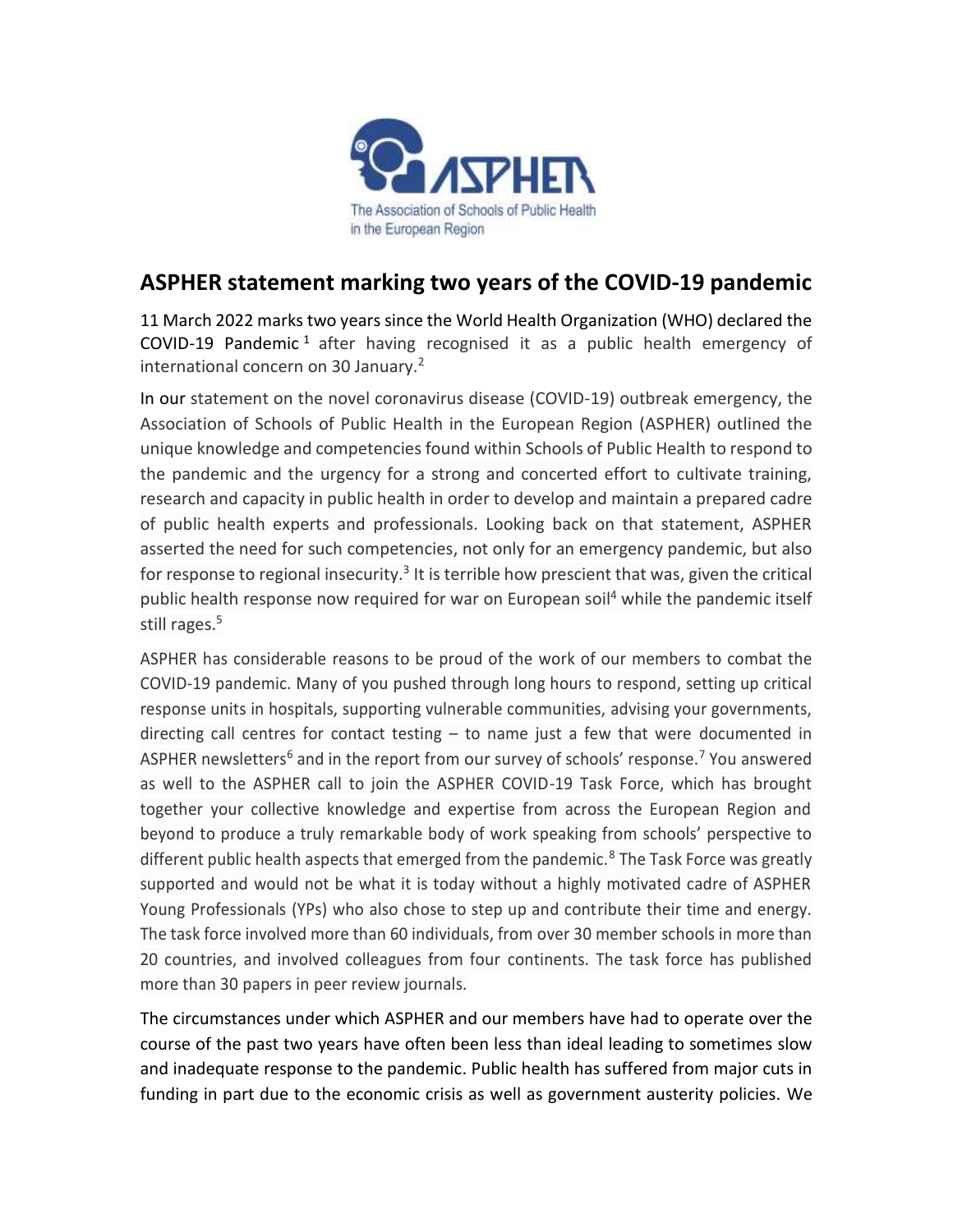## ASPHER statement marking two years of the COVID-19 pandemic

11 March 2022 marks two years since the World Health Organization (WHO) declared the COVID-19 Pandemic[1] after having recognised it as a public health emergency of international concern on 30 January.[2]

In our statement on the novel coronavirus disease (COVID-19) outbreak emergency, the Association of Schools of Public Health in the European Region (ASPHER) outlined the unique knowledge and competencies found within Schools of Public Health to respond to the pandemic and the urgency for a strong and concerted effort to cultivate training, research and capacity in public health in order to develop and maintain a prepared cadre of public health experts and professionals. Looking back on that statement, ASPHER asserted the need for such competencies, not only for an emergency pandemic, but also for response to regional insecurity.[3] It is terrible how prescient that was, given the critical public health response now required for war on European soil[4] while the pandemic itself still rages.[5]

ASPHER has considerable reasons to be proud of the work of our members to combat the COVID-19 pandemic. Many of you pushed through long hours to respond, setting up critical response units in hospitals, supporting vulnerable communities, advising your governments, directing call centres for contact testing – to name just a few that were documented in ASPHER newsletters[6] and in the report from our survey of schools' response.[7] You answered as well to the ASPHER call to join the ASPHER COVID-19 Task Force, which has brought together your collective knowledge and expertise from across the European Region and beyond to produce a truly remarkable body of work speaking from schools' perspective to different public health aspects that emerged from the pandemic.[8] The Task Force was greatly supported and would not be what it is today without a highly motivated cadre of ASPHER Young Professionals (YPs) who also chose to step up and contribute their time and energy. The task force involved more than 60 individuals, from over 30 member schools in more than 20 countries, and involved colleagues from four continents. The task force has published more than 30 papers in peer review journals.

The circumstances under which ASPHER and our members have had to operate over the course of the past two years have often been less than ideal leading to sometimes slow and inadequate response to the pandemic. Public health has suffered from major cuts in funding in part due to the economic crisis as well as government austerity policies. We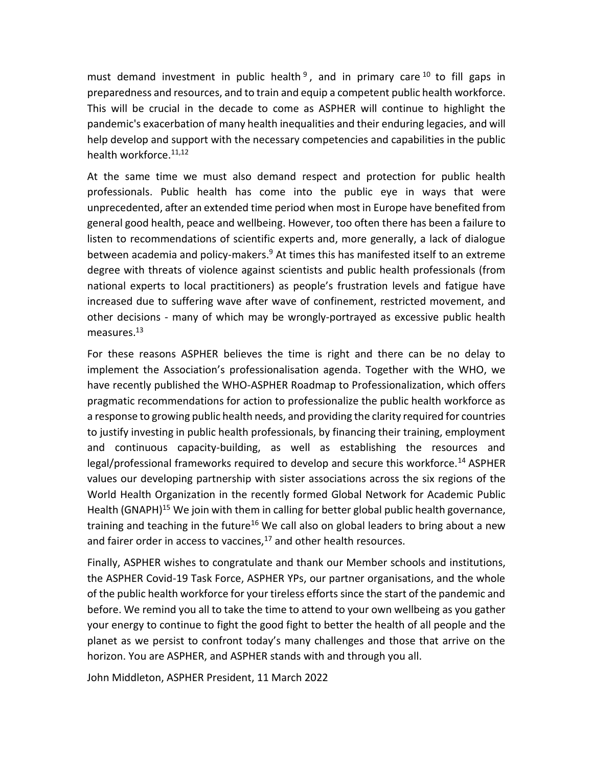must demand investment in public health[9], and in primary care[10] to fill gaps in preparedness and resources, and to train and equip a competent public health workforce. This will be crucial in the decade to come as ASPHER will continue to highlight the pandemic's exacerbation of many health inequalities and their enduring legacies, and will help develop and support with the necessary competencies and capabilities in the public health workforce.[11,12]

At the same time we must also demand respect and protection for public health professionals. Public health has come into the public eye in ways that were unprecedented, after an extended time period when most in Europe have benefited from general good health, peace and wellbeing. However, too often there has been a failure to listen to recommendations of scientific experts and, more generally, a lack of dialogue between academia and policy-makers.[9] At times this has manifested itself to an extreme degree with threats of violence against scientists and public health professionals (from national experts to local practitioners) as people's frustration levels and fatigue have increased due to suffering wave after wave of confinement, restricted movement, and other decisions - many of which may be wrongly-portrayed as excessive public health measures.[13]

For these reasons ASPHER believes the time is right and there can be no delay to implement the Association's professionalisation agenda. Together with the WHO, we have recently published the WHO-ASPHER Roadmap to Professionalization, which offers pragmatic recommendations for action to professionalize the public health workforce as a response to growing public health needs, and providing the clarity required for countries to justify investing in public health professionals, by financing their training, employment and continuous capacity-building, as well as establishing the resources and legal/professional frameworks required to develop and secure this workforce.[14] ASPHER values our developing partnership with sister associations across the six regions of the World Health Organization in the recently formed Global Network for Academic Public Health (GNAPH)[15] We join with them in calling for better global public health governance, training and teaching in the future[16] We call also on global leaders to bring about a new and fairer order in access to vaccines,[17] and other health resources.

Finally, ASPHER wishes to congratulate and thank our Member schools and institutions, the ASPHER Covid-19 Task Force, ASPHER YPs, our partner organisations, and the whole of the public health workforce for your tireless efforts since the start of the pandemic and before. We remind you all to take the time to attend to your own wellbeing as you gather your energy to continue to fight the good fight to better the health of all people and the planet as we persist to confront today's many challenges and those that arrive on the horizon. You are ASPHER, and ASPHER stands with and through you all.

John Middleton, ASPHER President, 11 March 2022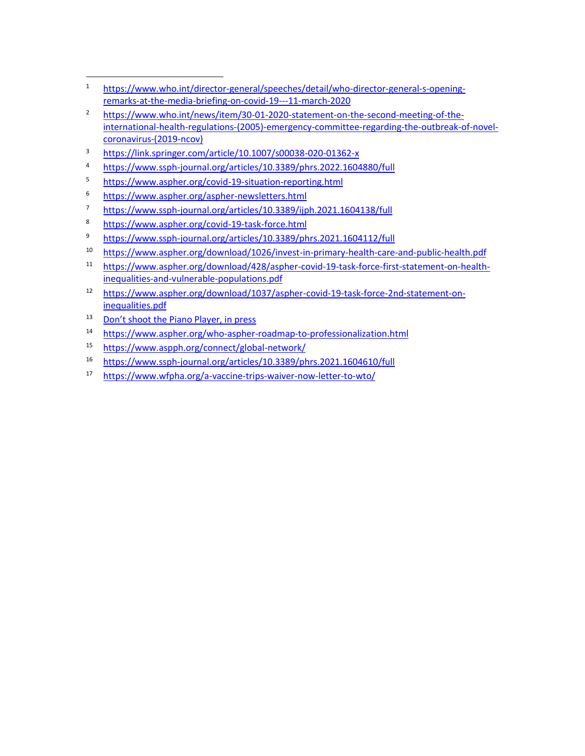[1] https://www.who.int/director-general/speeches/detail/who-director-general-s-opening-remarks-at-the-media-briefing-on-covid-19---11-march-2020

[2] https://www.who.int/news/item/30-01-2020-statement-on-the-second-meeting-of-the-international-health-regulations-(2005)-emergency-committee-regarding-the-outbreak-of-novel-coronavirus-(2019-ncov)

[3] https://link.springer.com/article/10.1007/s00038-020-01362-x

[4] https://www.ssph-journal.org/articles/10.3389/phrs.2022.1604880/full

[5] https://www.aspher.org/covid-19-situation-reporting.html

[6] https://www.aspher.org/aspher-newsletters.html

[7] https://www.ssph-journal.org/articles/10.3389/ijph.2021.1604138/full

[8] https://www.aspher.org/covid-19-task-force.html

[9] https://www.ssph-journal.org/articles/10.3389/phrs.2021.1604112/full

[10] https://www.aspher.org/download/1026/invest-in-primary-health-care-and-public-health.pdf

[11] https://www.aspher.org/download/428/aspher-covid-19-task-force-first-statement-on-health-inequalities-and-vulnerable-populations.pdf

[12] https://www.aspher.org/download/1037/aspher-covid-19-task-force-2nd-statement-on-inequalities.pdf

[13] Don't shoot the Piano Player, in press

[14] https://www.aspher.org/who-aspher-roadmap-to-professionalization.html

[15] https://www.aspph.org/connect/global-network/

[16] https://www.ssph-journal.org/articles/10.3389/phrs.2021.1604610/full

[17] https://www.wfpha.org/a-vaccine-trips-waiver-now-letter-to-wto/